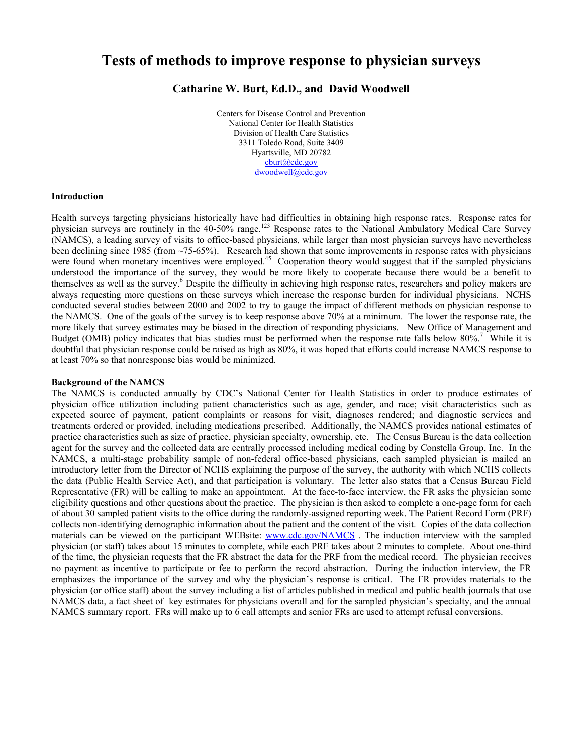# Tests of methods to improve response to physician surveys

**Catharine W. Burt, Ed.D., and David Woodwell**

Centers for Disease Control and Prevention
National Center for Health Statistics
Division of Health Care Statistics
3311 Toledo Road, Suite 3409
Hyattsville, MD 20782
cburt@cdc.gov
dwoodwell@cdc.gov

## Introduction

Health surveys targeting physicians historically have had difficulties in obtaining high response rates. Response rates for physician surveys are routinely in the 40-50% range.[1,2,3] Response rates to the National Ambulatory Medical Care Survey (NAMCS), a leading survey of visits to office-based physicians, while larger than most physician surveys have nevertheless been declining since 1985 (from ~75-65%). Research had shown that some improvements in response rates with physicians were found when monetary incentives were employed.[4,5] Cooperation theory would suggest that if the sampled physicians understood the importance of the survey, they would be more likely to cooperate because there would be a benefit to themselves as well as the survey.[6] Despite the difficulty in achieving high response rates, researchers and policy makers are always requesting more questions on these surveys which increase the response burden for individual physicians. NCHS conducted several studies between 2000 and 2002 to try to gauge the impact of different methods on physician response to the NAMCS. One of the goals of the survey is to keep response above 70% at a minimum. The lower the response rate, the more likely that survey estimates may be biased in the direction of responding physicians. New Office of Management and Budget (OMB) policy indicates that bias studies must be performed when the response rate falls below 80%.[7] While it is doubtful that physician response could be raised as high as 80%, it was hoped that efforts could increase NAMCS response to at least 70% so that nonresponse bias would be minimized.

## Background of the NAMCS

The NAMCS is conducted annually by CDC's National Center for Health Statistics in order to produce estimates of physician office utilization including patient characteristics such as age, gender, and race; visit characteristics such as expected source of payment, patient complaints or reasons for visit, diagnoses rendered; and diagnostic services and treatments ordered or provided, including medications prescribed. Additionally, the NAMCS provides national estimates of practice characteristics such as size of practice, physician specialty, ownership, etc. The Census Bureau is the data collection agent for the survey and the collected data are centrally processed including medical coding by Constella Group, Inc. In the NAMCS, a multi-stage probability sample of non-federal office-based physicians, each sampled physician is mailed an introductory letter from the Director of NCHS explaining the purpose of the survey, the authority with which NCHS collects the data (Public Health Service Act), and that participation is voluntary. The letter also states that a Census Bureau Field Representative (FR) will be calling to make an appointment. At the face-to-face interview, the FR asks the physician some eligibility questions and other questions about the practice. The physician is then asked to complete a one-page form for each of about 30 sampled patient visits to the office during the randomly-assigned reporting week. The Patient Record Form (PRF) collects non-identifying demographic information about the patient and the content of the visit. Copies of the data collection materials can be viewed on the participant WEBsite: www.cdc.gov/NAMCS . The induction interview with the sampled physician (or staff) takes about 15 minutes to complete, while each PRF takes about 2 minutes to complete. About one-third of the time, the physician requests that the FR abstract the data for the PRF from the medical record. The physician receives no payment as incentive to participate or fee to perform the record abstraction. During the induction interview, the FR emphasizes the importance of the survey and why the physician's response is critical. The FR provides materials to the physician (or office staff) about the survey including a list of articles published in medical and public health journals that use NAMCS data, a fact sheet of key estimates for physicians overall and for the sampled physician's specialty, and the annual NAMCS summary report. FRs will make up to 6 call attempts and senior FRs are used to attempt refusal conversions.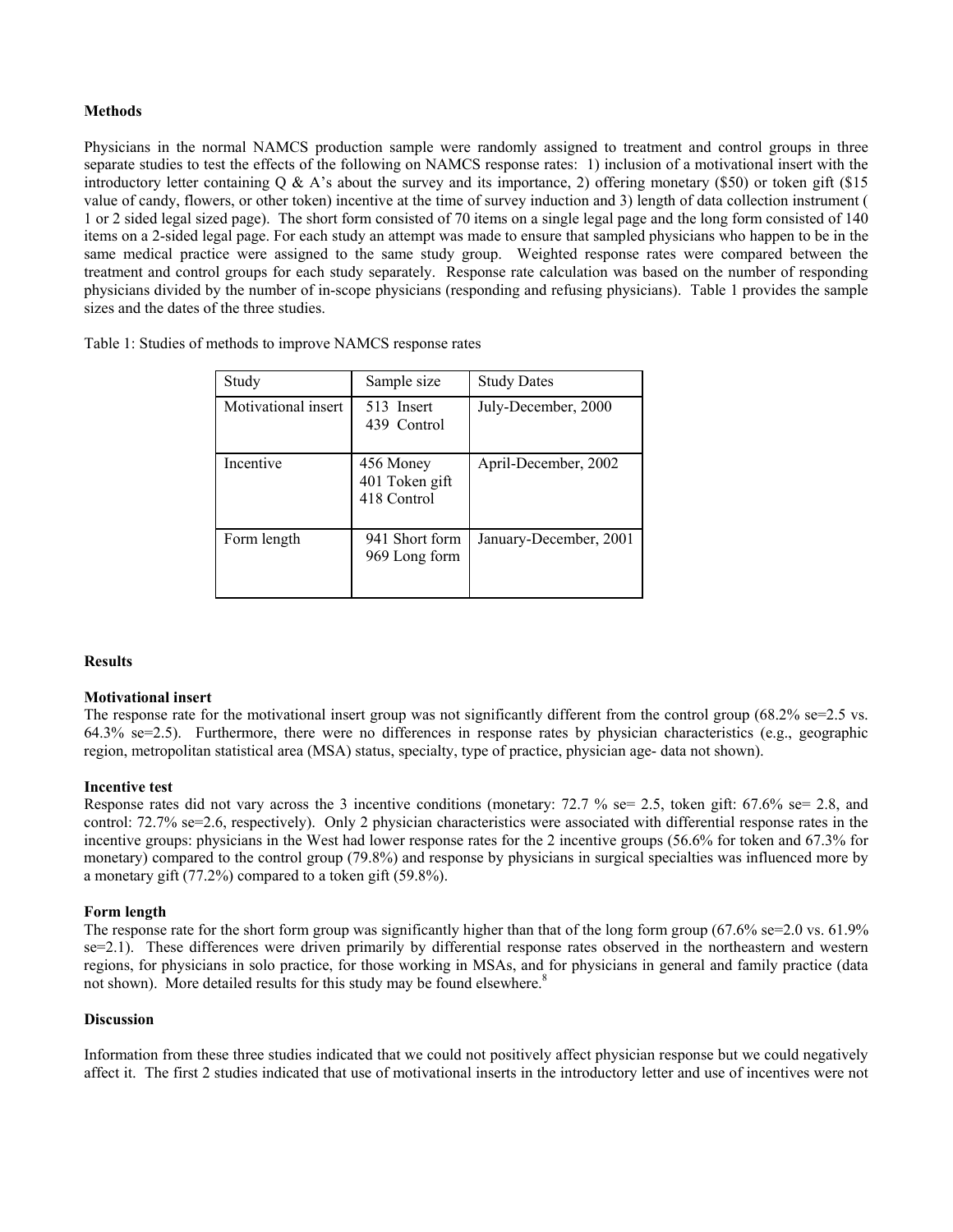**Methods**

Physicians in the normal NAMCS production sample were randomly assigned to treatment and control groups in three separate studies to test the effects of the following on NAMCS response rates: 1) inclusion of a motivational insert with the introductory letter containing Q & A's about the survey and its importance, 2) offering monetary ($50) or token gift ($15 value of candy, flowers, or other token) incentive at the time of survey induction and 3) length of data collection instrument ( 1 or 2 sided legal sized page). The short form consisted of 70 items on a single legal page and the long form consisted of 140 items on a 2-sided legal page. For each study an attempt was made to ensure that sampled physicians who happen to be in the same medical practice were assigned to the same study group. Weighted response rates were compared between the treatment and control groups for each study separately. Response rate calculation was based on the number of responding physicians divided by the number of in-scope physicians (responding and refusing physicians). Table 1 provides the sample sizes and the dates of the three studies.

Table 1: Studies of methods to improve NAMCS response rates

| Study | Sample size | Study Dates |
|---|---|---|
| Motivational insert | 513 Insert<br>439 Control | July-December, 2000 |
| Incentive | 456 Money<br>401 Token gift<br>418 Control | April-December, 2002 |
| Form length | 941 Short form<br>969 Long form | January-December, 2001 |

**Results**

**Motivational insert**

The response rate for the motivational insert group was not significantly different from the control group (68.2% se=2.5 vs. 64.3% se=2.5). Furthermore, there were no differences in response rates by physician characteristics (e.g., geographic region, metropolitan statistical area (MSA) status, specialty, type of practice, physician age- data not shown).

**Incentive test**

Response rates did not vary across the 3 incentive conditions (monetary: 72.7 % se= 2.5, token gift: 67.6% se= 2.8, and control: 72.7% se=2.6, respectively). Only 2 physician characteristics were associated with differential response rates in the incentive groups: physicians in the West had lower response rates for the 2 incentive groups (56.6% for token and 67.3% for monetary) compared to the control group (79.8%) and response by physicians in surgical specialties was influenced more by a monetary gift (77.2%) compared to a token gift (59.8%).

**Form length**

The response rate for the short form group was significantly higher than that of the long form group (67.6% se=2.0 vs. 61.9% se=2.1). These differences were driven primarily by differential response rates observed in the northeastern and western regions, for physicians in solo practice, for those working in MSAs, and for physicians in general and family practice (data not shown). More detailed results for this study may be found elsewhere.[8]

**Discussion**

Information from these three studies indicated that we could not positively affect physician response but we could negatively affect it. The first 2 studies indicated that use of motivational inserts in the introductory letter and use of incentives were not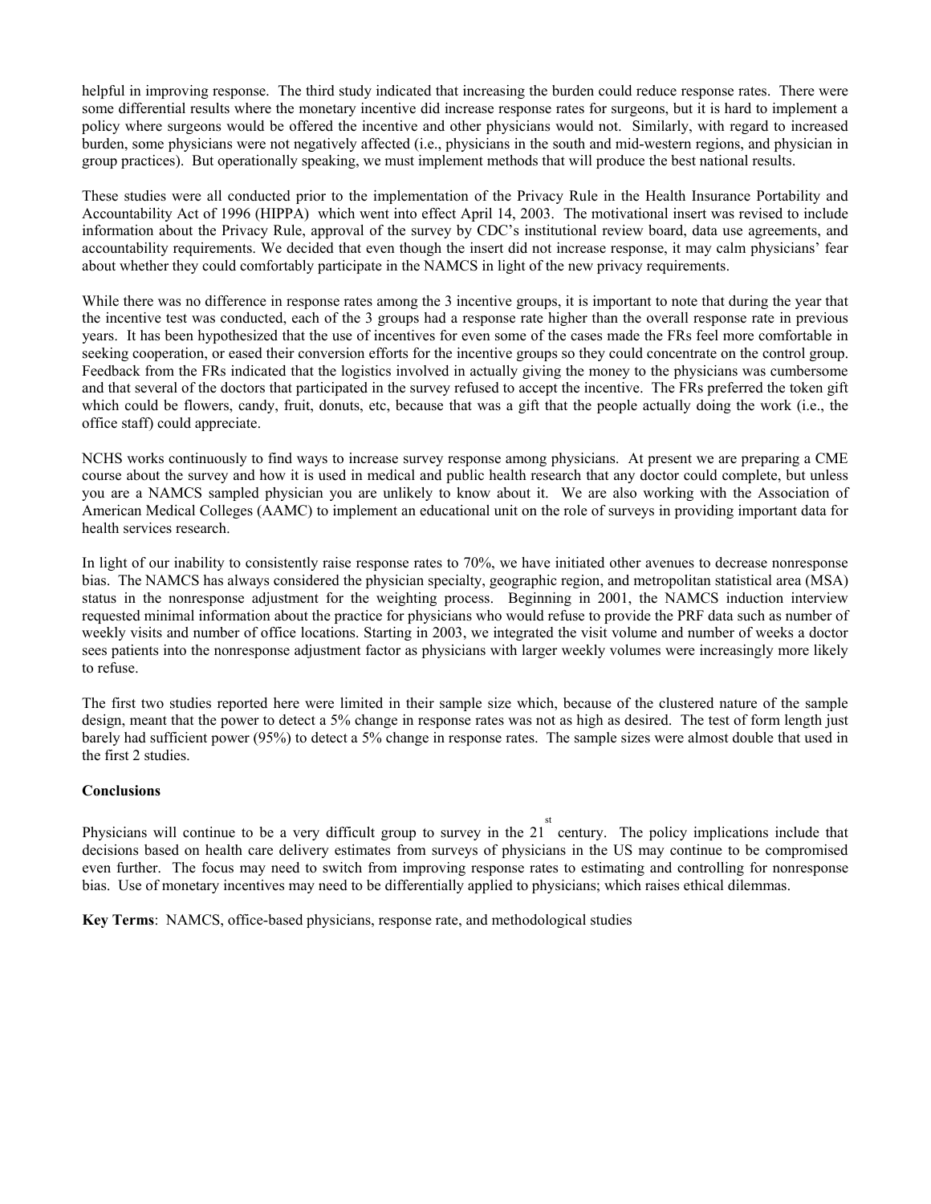helpful in improving response. The third study indicated that increasing the burden could reduce response rates. There were some differential results where the monetary incentive did increase response rates for surgeons, but it is hard to implement a policy where surgeons would be offered the incentive and other physicians would not. Similarly, with regard to increased burden, some physicians were not negatively affected (i.e., physicians in the south and mid-western regions, and physician in group practices). But operationally speaking, we must implement methods that will produce the best national results.

These studies were all conducted prior to the implementation of the Privacy Rule in the Health Insurance Portability and Accountability Act of 1996 (HIPPA) which went into effect April 14, 2003. The motivational insert was revised to include information about the Privacy Rule, approval of the survey by CDC's institutional review board, data use agreements, and accountability requirements. We decided that even though the insert did not increase response, it may calm physicians' fear about whether they could comfortably participate in the NAMCS in light of the new privacy requirements.

While there was no difference in response rates among the 3 incentive groups, it is important to note that during the year that the incentive test was conducted, each of the 3 groups had a response rate higher than the overall response rate in previous years. It has been hypothesized that the use of incentives for even some of the cases made the FRs feel more comfortable in seeking cooperation, or eased their conversion efforts for the incentive groups so they could concentrate on the control group. Feedback from the FRs indicated that the logistics involved in actually giving the money to the physicians was cumbersome and that several of the doctors that participated in the survey refused to accept the incentive. The FRs preferred the token gift which could be flowers, candy, fruit, donuts, etc, because that was a gift that the people actually doing the work (i.e., the office staff) could appreciate.

NCHS works continuously to find ways to increase survey response among physicians. At present we are preparing a CME course about the survey and how it is used in medical and public health research that any doctor could complete, but unless you are a NAMCS sampled physician you are unlikely to know about it. We are also working with the Association of American Medical Colleges (AAMC) to implement an educational unit on the role of surveys in providing important data for health services research.

In light of our inability to consistently raise response rates to 70%, we have initiated other avenues to decrease nonresponse bias. The NAMCS has always considered the physician specialty, geographic region, and metropolitan statistical area (MSA) status in the nonresponse adjustment for the weighting process. Beginning in 2001, the NAMCS induction interview requested minimal information about the practice for physicians who would refuse to provide the PRF data such as number of weekly visits and number of office locations. Starting in 2003, we integrated the visit volume and number of weeks a doctor sees patients into the nonresponse adjustment factor as physicians with larger weekly volumes were increasingly more likely to refuse.

The first two studies reported here were limited in their sample size which, because of the clustered nature of the sample design, meant that the power to detect a 5% change in response rates was not as high as desired. The test of form length just barely had sufficient power (95%) to detect a 5% change in response rates. The sample sizes were almost double that used in the first 2 studies.

**Conclusions**

Physicians will continue to be a very difficult group to survey in the 21st century. The policy implications include that decisions based on health care delivery estimates from surveys of physicians in the US may continue to be compromised even further. The focus may need to switch from improving response rates to estimating and controlling for nonresponse bias. Use of monetary incentives may need to be differentially applied to physicians; which raises ethical dilemmas.

**Key Terms**: NAMCS, office-based physicians, response rate, and methodological studies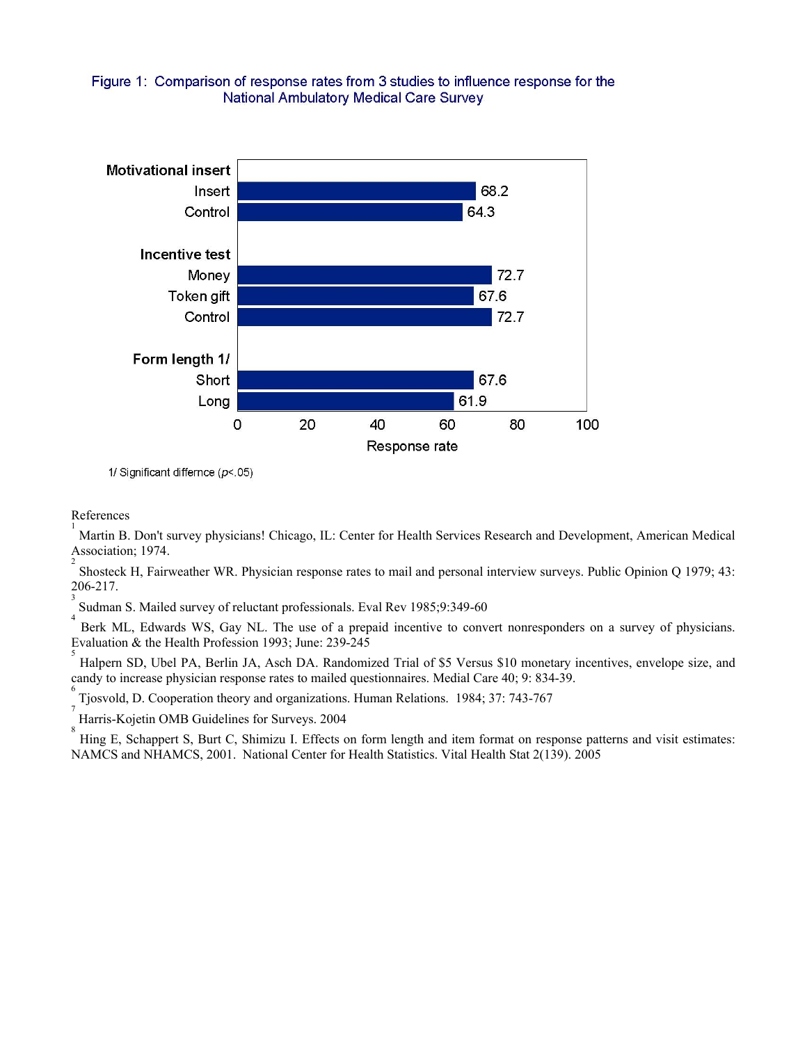Figure 1: Comparison of response rates from 3 studies to influence response for the National Ambulatory Medical Care Survey

Motivational insert

Insert

68.2

Control

64.3

Incentive test

Money

72.7

Token gift

67.6

Control

72.7

Form length 1/

Short

67.6

Long

61.9

0 20 40 60 80 100

Response rate

1/ Significant differnce ($p$<.05)

References

[1] Martin B. Don't survey physicians! Chicago, IL: Center for Health Services Research and Development, American Medical Association; 1974.

[2] Shosteck H, Fairweather WR. Physician response rates to mail and personal interview surveys. Public Opinion Q 1979; 43: 206-217.

[3] Sudman S. Mailed survey of reluctant professionals. Eval Rev 1985;9:349-60

[4] Berk ML, Edwards WS, Gay NL. The use of a prepaid incentive to convert nonresponders on a survey of physicians. Evaluation & the Health Profession 1993; June: 239-245

[5] Halpern SD, Ubel PA, Berlin JA, Asch DA. Randomized Trial of $5 Versus $10 monetary incentives, envelope size, and candy to increase physician response rates to mailed questionnaires. Medial Care 40; 9: 834-39.

[6] Tjosvold, D. Cooperation theory and organizations. Human Relations. 1984; 37: 743-767

[7] Harris-Kojetin OMB Guidelines for Surveys. 2004

[8] Hing E, Schappert S, Burt C, Shimizu I. Effects on form length and item format on response patterns and visit estimates: NAMCS and NHAMCS, 2001. National Center for Health Statistics. Vital Health Stat 2(139). 2005